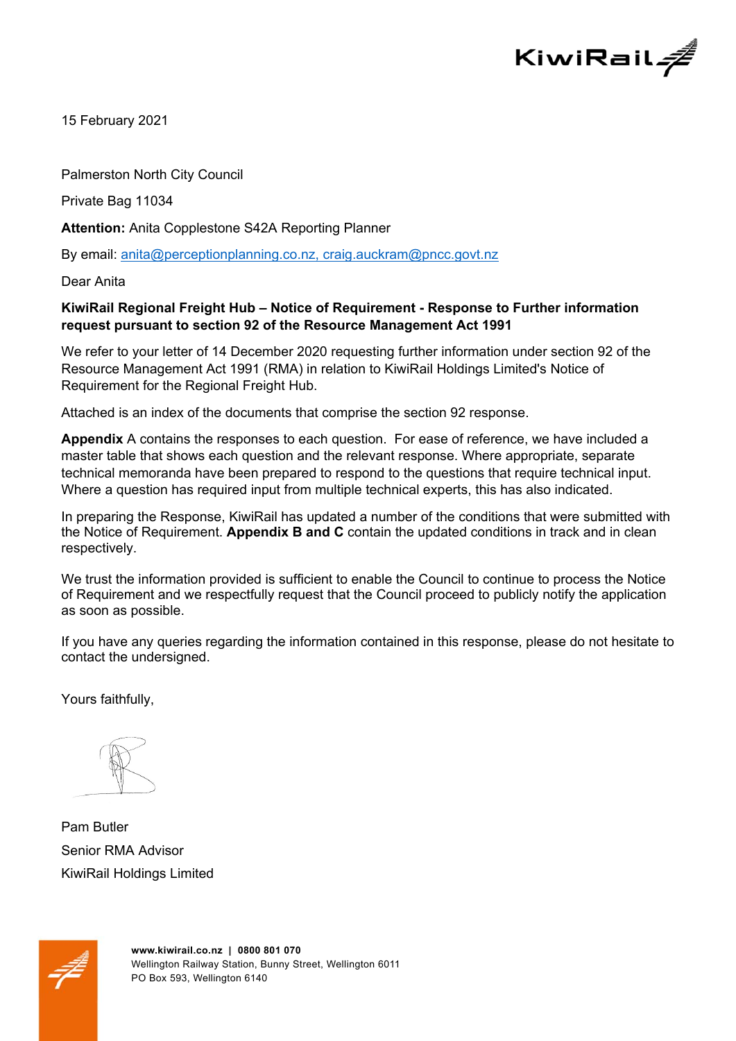15 February 2021

Palmerston North City Council

Private Bag 11034

**Attention:** Anita Copplestone S42A Reporting Planner

By email: anita@perceptionplanning.co.nz, craig.auckram@pncc.govt.nz

Dear Anita

**KiwiRail Regional Freight Hub – Notice of Requirement - Response to Further information request pursuant to section 92 of the Resource Management Act 1991**

We refer to your letter of 14 December 2020 requesting further information under section 92 of the Resource Management Act 1991 (RMA) in relation to KiwiRail Holdings Limited's Notice of Requirement for the Regional Freight Hub.

Attached is an index of the documents that comprise the section 92 response.

**Appendix** A contains the responses to each question. For ease of reference, we have included a master table that shows each question and the relevant response. Where appropriate, separate technical memoranda have been prepared to respond to the questions that require technical input. Where a question has required input from multiple technical experts, this has also indicated.

In preparing the Response, KiwiRail has updated a number of the conditions that were submitted with the Notice of Requirement. **Appendix B and C** contain the updated conditions in track and in clean respectively.

We trust the information provided is sufficient to enable the Council to continue to process the Notice of Requirement and we respectfully request that the Council proceed to publicly notify the application as soon as possible.

If you have any queries regarding the information contained in this response, please do not hesitate to contact the undersigned.

Yours faithfully,

Pam Butler

Senior RMA Advisor

KiwiRail Holdings Limited

**www.kiwirail.co.nz | 0800 801 070**

Wellington Railway Station, Bunny Street, Wellington 6011

PO Box 593, Wellington 6140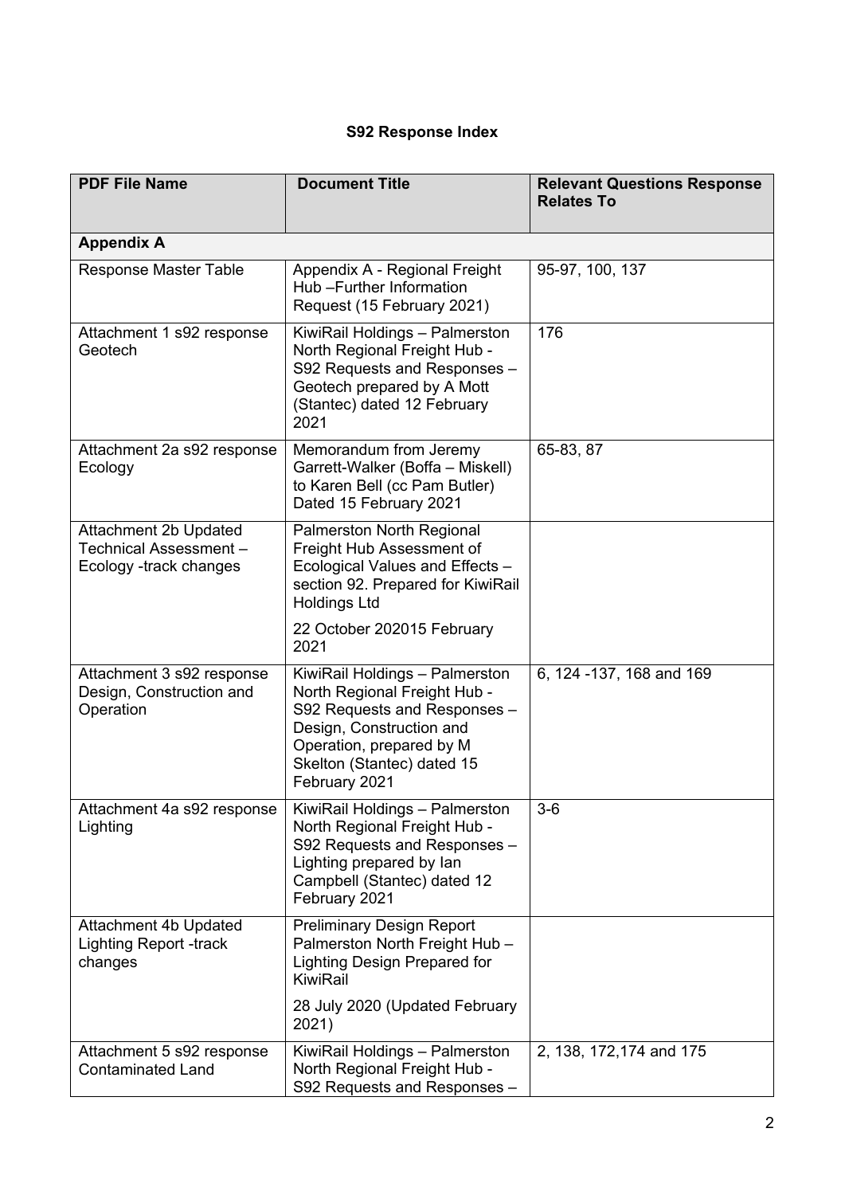**S92 Response Index**

| PDF File Name | Document Title | Relevant Questions Response Relates To |
|---|---|---|
| **Appendix A** | | |
| Response Master Table | Appendix A - Regional Freight Hub –Further Information Request (15 February 2021) | 95-97, 100, 137 |
| Attachment 1 s92 response Geotech | KiwiRail Holdings – Palmerston North Regional Freight Hub - S92 Requests and Responses – Geotech prepared by A Mott (Stantec) dated 12 February 2021 | 176 |
| Attachment 2a s92 response Ecology | Memorandum from Jeremy Garrett-Walker (Boffa – Miskell) to Karen Bell (cc Pam Butler) Dated 15 February 2021 | 65-83, 87 |
| Attachment 2b Updated Technical Assessment – Ecology -track changes | Palmerston North Regional Freight Hub Assessment of Ecological Values and Effects – section 92. Prepared for KiwiRail Holdings Ltd<br><br>22 October 202015 February 2021 | |
| Attachment 3 s92 response Design, Construction and Operation | KiwiRail Holdings – Palmerston North Regional Freight Hub - S92 Requests and Responses – Design, Construction and Operation, prepared by M Skelton (Stantec) dated 15 February 2021 | 6, 124 -137, 168 and 169 |
| Attachment 4a s92 response Lighting | KiwiRail Holdings – Palmerston North Regional Freight Hub - S92 Requests and Responses – Lighting prepared by Ian Campbell (Stantec) dated 12 February 2021 | 3-6 |
| Attachment 4b Updated Lighting Report -track changes | Preliminary Design Report Palmerston North Freight Hub – Lighting Design Prepared for KiwiRail<br><br>28 July 2020 (Updated February 2021) | |
| Attachment 5 s92 response Contaminated Land | KiwiRail Holdings – Palmerston North Regional Freight Hub - S92 Requests and Responses – | 2, 138, 172,174 and 175 |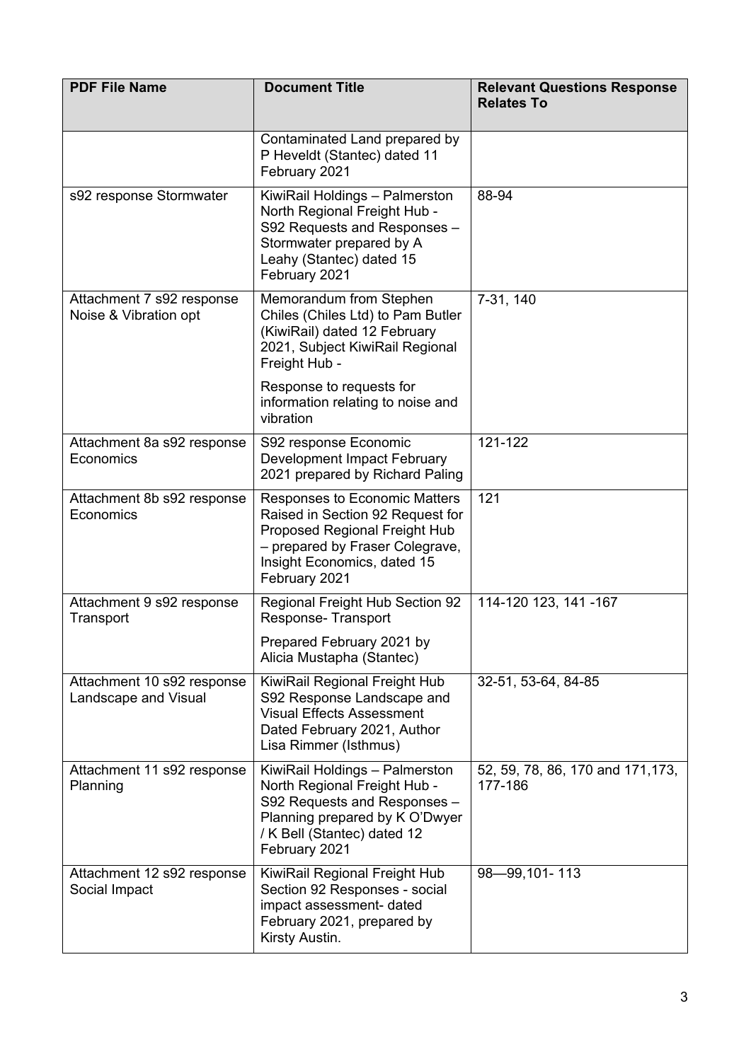| PDF File Name | Document Title | Relevant Questions Response Relates To |
|---|---|---|
| | Contaminated Land prepared by P Heveldt (Stantec) dated 11 February 2021 | |
| s92 response Stormwater | KiwiRail Holdings – Palmerston North Regional Freight Hub - S92 Requests and Responses – Stormwater prepared by A Leahy (Stantec) dated 15 February 2021 | 88-94 |
| Attachment 7 s92 response Noise & Vibration opt | Memorandum from Stephen Chiles (Chiles Ltd) to Pam Butler (KiwiRail) dated 12 February 2021, Subject KiwiRail Regional Freight Hub - Response to requests for information relating to noise and vibration | 7-31, 140 |
| Attachment 8a s92 response Economics | S92 response Economic Development Impact February 2021 prepared by Richard Paling | 121-122 |
| Attachment 8b s92 response Economics | Responses to Economic Matters Raised in Section 92 Request for Proposed Regional Freight Hub – prepared by Fraser Colegrave, Insight Economics, dated 15 February 2021 | 121 |
| Attachment 9 s92 response Transport | Regional Freight Hub Section 92 Response- Transport Prepared February 2021 by Alicia Mustapha (Stantec) | 114-120 123, 141 -167 |
| Attachment 10 s92 response Landscape and Visual | KiwiRail Regional Freight Hub S92 Response Landscape and Visual Effects Assessment Dated February 2021, Author Lisa Rimmer (Isthmus) | 32-51, 53-64, 84-85 |
| Attachment 11 s92 response Planning | KiwiRail Holdings – Palmerston North Regional Freight Hub - S92 Requests and Responses – Planning prepared by K O'Dwyer / K Bell (Stantec) dated 12 February 2021 | 52, 59, 78, 86, 170 and 171,173, 177-186 |
| Attachment 12 s92 response Social Impact | KiwiRail Regional Freight Hub Section 92 Responses - social impact assessment- dated February 2021, prepared by Kirsty Austin. | 98—99,101- 113 |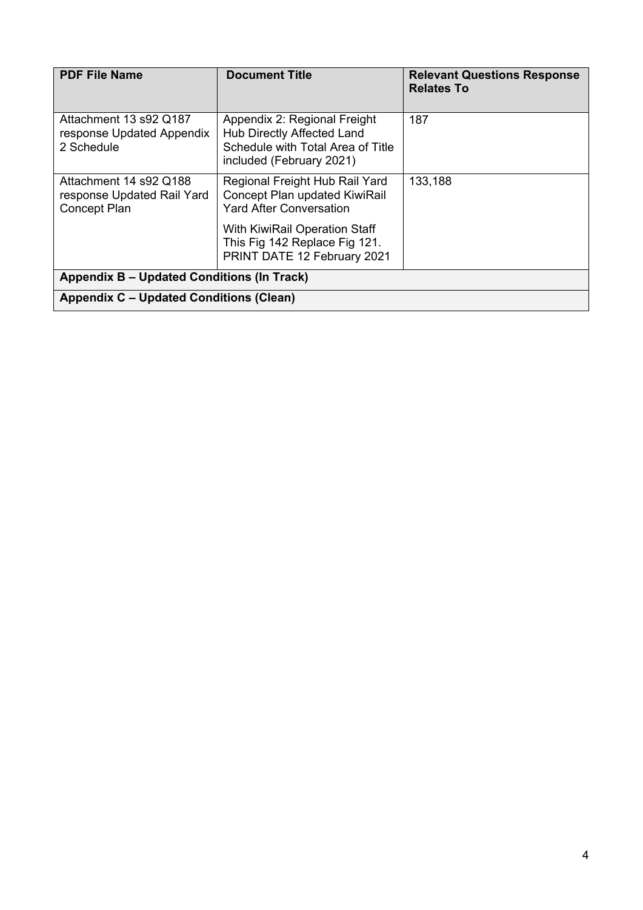| PDF File Name | Document Title | Relevant Questions Response Relates To |
| --- | --- | --- |
| Attachment 13 s92 Q187 response Updated Appendix 2 Schedule | Appendix 2: Regional Freight Hub Directly Affected Land Schedule with Total Area of Title included (February 2021) | 187 |
| Attachment 14 s92 Q188 response Updated Rail Yard Concept Plan | Regional Freight Hub Rail Yard Concept Plan updated KiwiRail Yard After Conversation With KiwiRail Operation Staff This Fig 142 Replace Fig 121. PRINT DATE 12 February 2021 | 133,188 |
| **Appendix B – Updated Conditions (In Track)** | | |
| **Appendix C – Updated Conditions (Clean)** | | |